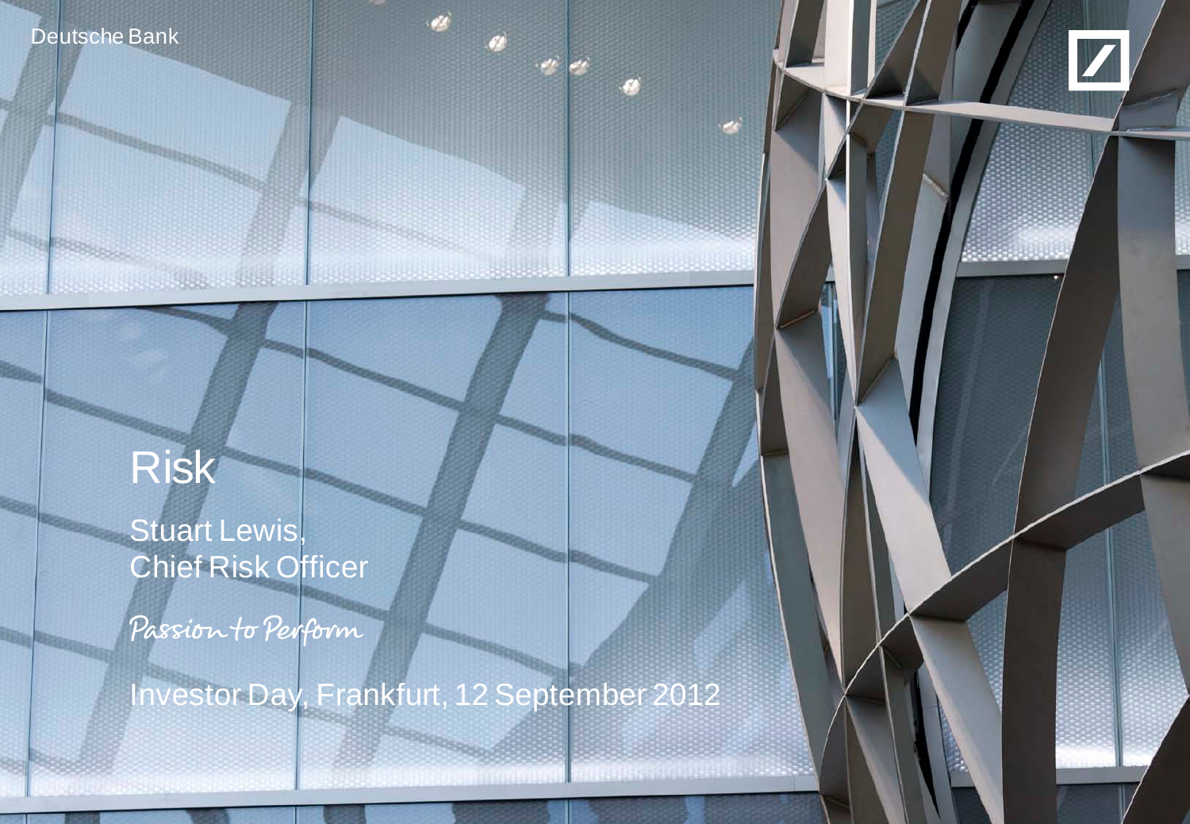Deutsche Bank

# Risk

Stuart Lewis,
Chief Risk Officer

*Passion to Perform*

Investor Day, Frankfurt, 12 September 2012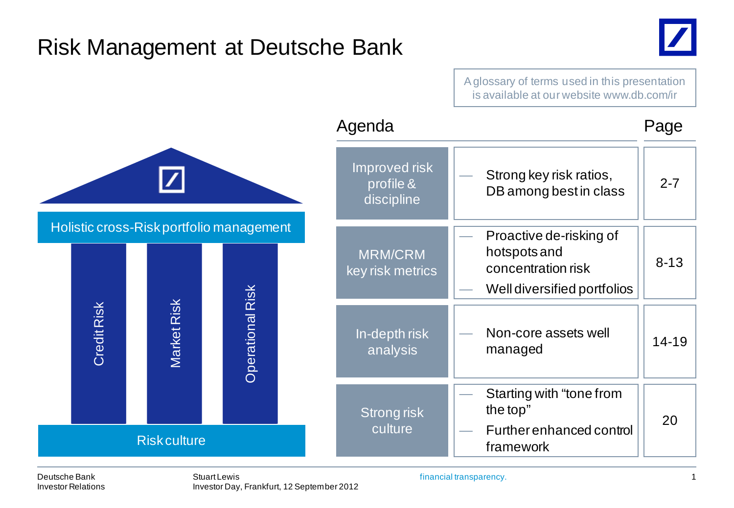# Risk Management at Deutsche Bank

A glossary of terms used in this presentation is available at our website www.db.com/ir

Holistic cross-Risk portfolio management

Credit Risk | Market Risk | Operational Risk

Risk culture

| Agenda | | Page |
|---|---|---|
| Improved risk profile & discipline | — Strong key risk ratios, DB among best in class | 2-7 |
| MRM/CRM key risk metrics | — Proactive de-risking of hotspots and concentration risk<br>— Well diversified portfolios | 8-13 |
| In-depth risk analysis | — Non-core assets well managed | 14-19 |
| Strong risk culture | — Starting with "tone from the top"<br>— Further enhanced control framework | 20 |

Deutsche Bank Investor Relations

Stuart Lewis
Investor Day, Frankfurt, 12 September 2012

financial transparency.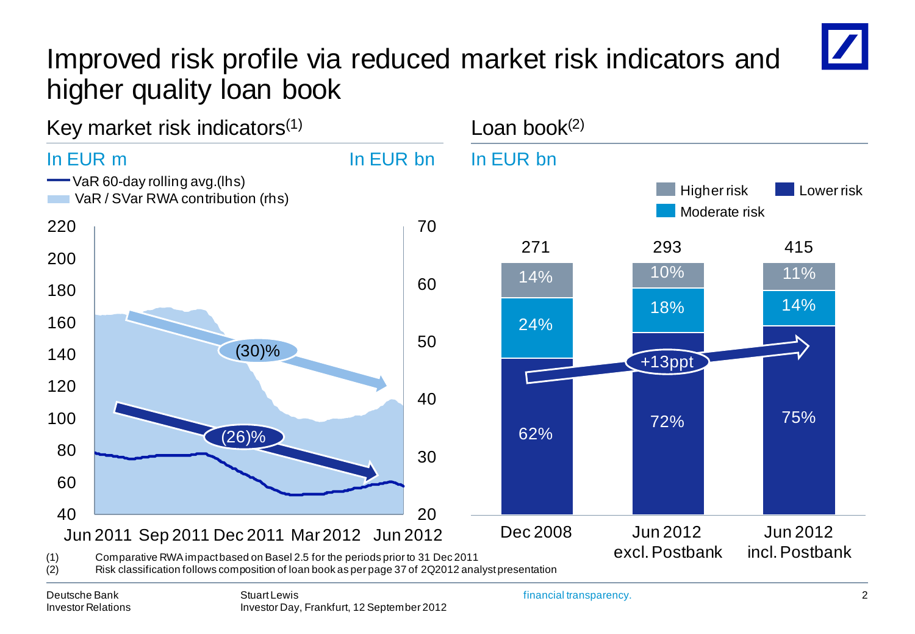# Improved risk profile via reduced market risk indicators and higher quality loan book

## Key market risk indicators[(1)]

In EUR m | In EUR bn

- VaR 60-day rolling avg.(lhs)
- VaR / SVar RWA contribution (rhs)

(30)%

(26)%

Jun 2011 Sep 2011 Dec 2011 Mar 2012 Jun 2012

## Loan book[(2)]

In EUR bn

| | Dec 2008 | Jun 2012 excl. Postbank | Jun 2012 incl. Postbank |
|---|---|---|---|
| Total | 271 | 293 | 415 |
| Higher risk | 14% | 10% | 11% |
| Moderate risk | 24% | 18% | 14% |
| Lower risk | 62% | 72% | 75% |

+13ppt

(1) Comparative RWA impact based on Basel 2.5 for the periods prior to 31 Dec 2011
(2) Risk classification follows composition of loan book as per page 37 of 2Q2012 analyst presentation

Deutsche Bank Investor Relations | Stuart Lewis, Investor Day, Frankfurt, 12 September 2012 | financial transparency.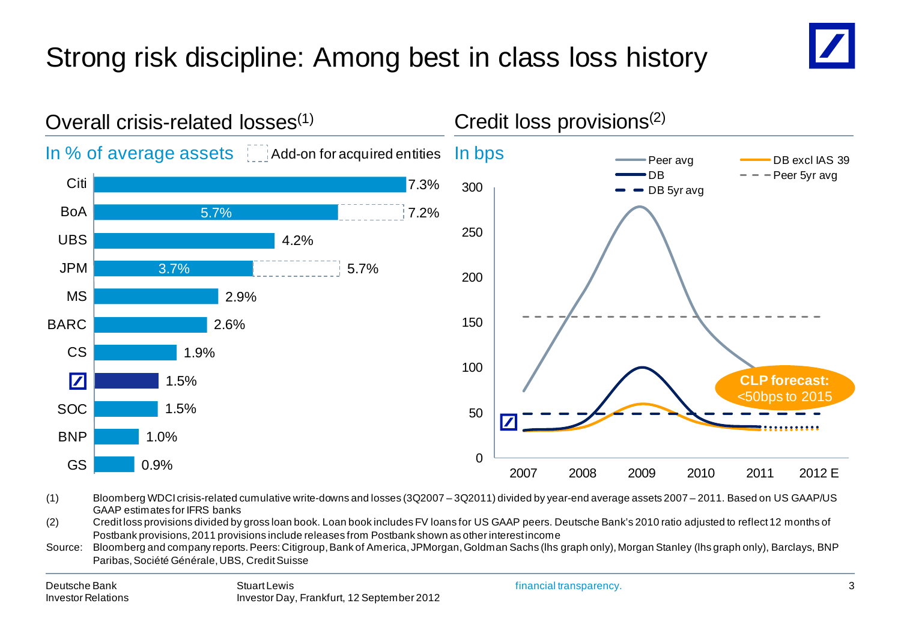# Strong risk discipline: Among best in class loss history

## Overall crisis-related losses(1)

In % of average assets — Add-on for acquired entities

| Bank | Value | Incl. add-on for acquired entities |
|---|---|---|
| Citi | 7.3% | |
| BoA | 5.7% | 7.2% |
| UBS | 4.2% | |
| JPM | 3.7% | 5.7% |
| MS | 2.9% | |
| BARC | 2.6% | |
| CS | 1.9% | |
| Deutsche Bank | 1.5% | |
| SOC | 1.5% | |
| BNP | 1.0% | |
| GS | 0.9% | |

## Credit loss provisions(2)

In bps

Legend: Peer avg; DB; DB 5yr avg; DB excl IAS 39; Peer 5yr avg

Axis: 0, 50, 100, 150, 200, 250, 300; 2007, 2008, 2009, 2010, 2011, 2012 E

**CLP forecast:** <50bps to 2015

(1) Bloomberg WDCI crisis-related cumulative write-downs and losses (3Q2007 – 3Q2011) divided by year-end average assets 2007 – 2011. Based on US GAAP/US GAAP estimates for IFRS banks

(2) Credit loss provisions divided by gross loan book. Loan book includes FV loans for US GAAP peers. Deutsche Bank's 2010 ratio adjusted to reflect 12 months of Postbank provisions, 2011 provisions include releases from Postbank shown as other interest income

Source: Bloomberg and company reports. Peers: Citigroup, Bank of America, JPMorgan, Goldman Sachs (lhs graph only), Morgan Stanley (lhs graph only), Barclays, BNP Paribas, Société Générale, UBS, Credit Suisse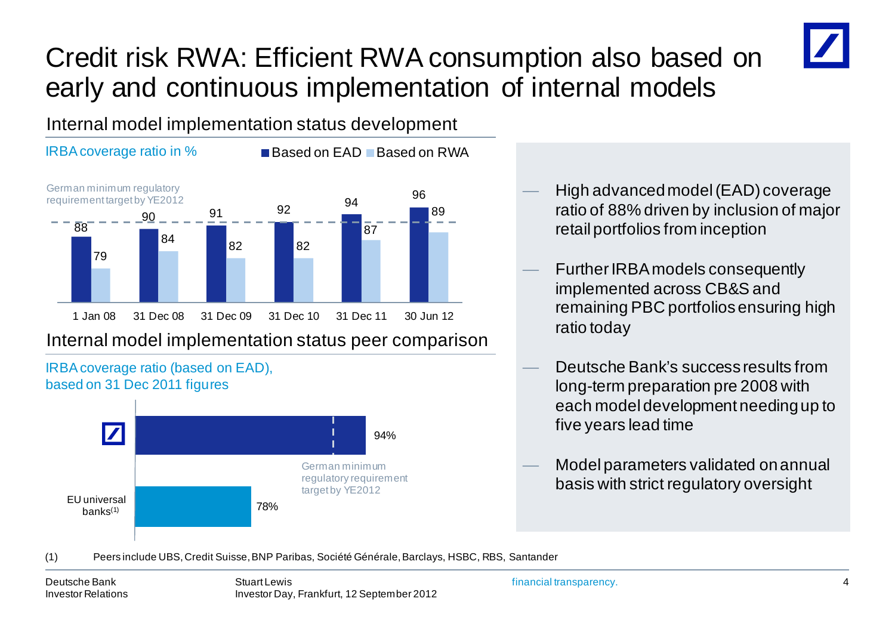# Credit risk RWA: Efficient RWA consumption also based on early and continuous implementation of internal models

## Internal model implementation status development

IRBA coverage ratio in %

German minimum regulatory requirement target by YE2012

| | Based on EAD | Based on RWA |
|---|---|---|
| 1 Jan 08 | 88 | 79 |
| 31 Dec 08 | 90 | 84 |
| 31 Dec 09 | 91 | 82 |
| 31 Dec 10 | 92 | 82 |
| 31 Dec 11 | 94 | 87 |
| 30 Jun 12 | 96 | 89 |

## Internal model implementation status peer comparison

IRBA coverage ratio (based on EAD), based on 31 Dec 2011 figures

| | IRBA coverage ratio |
|---|---|
| Deutsche Bank | 94% |
| EU universal banks[(1)] | 78% |

German minimum regulatory requirement target by YE2012

- High advanced model (EAD) coverage ratio of 88% driven by inclusion of major retail portfolios from inception
- Further IRBA models consequently implemented across CB&S and remaining PBC portfolios ensuring high ratio today
- Deutsche Bank's success results from long-term preparation pre 2008 with each model development needing up to five years lead time
- Model parameters validated on annual basis with strict regulatory oversight

(1) Peers include UBS, Credit Suisse, BNP Paribas, Société Générale, Barclays, HSBC, RBS, Santander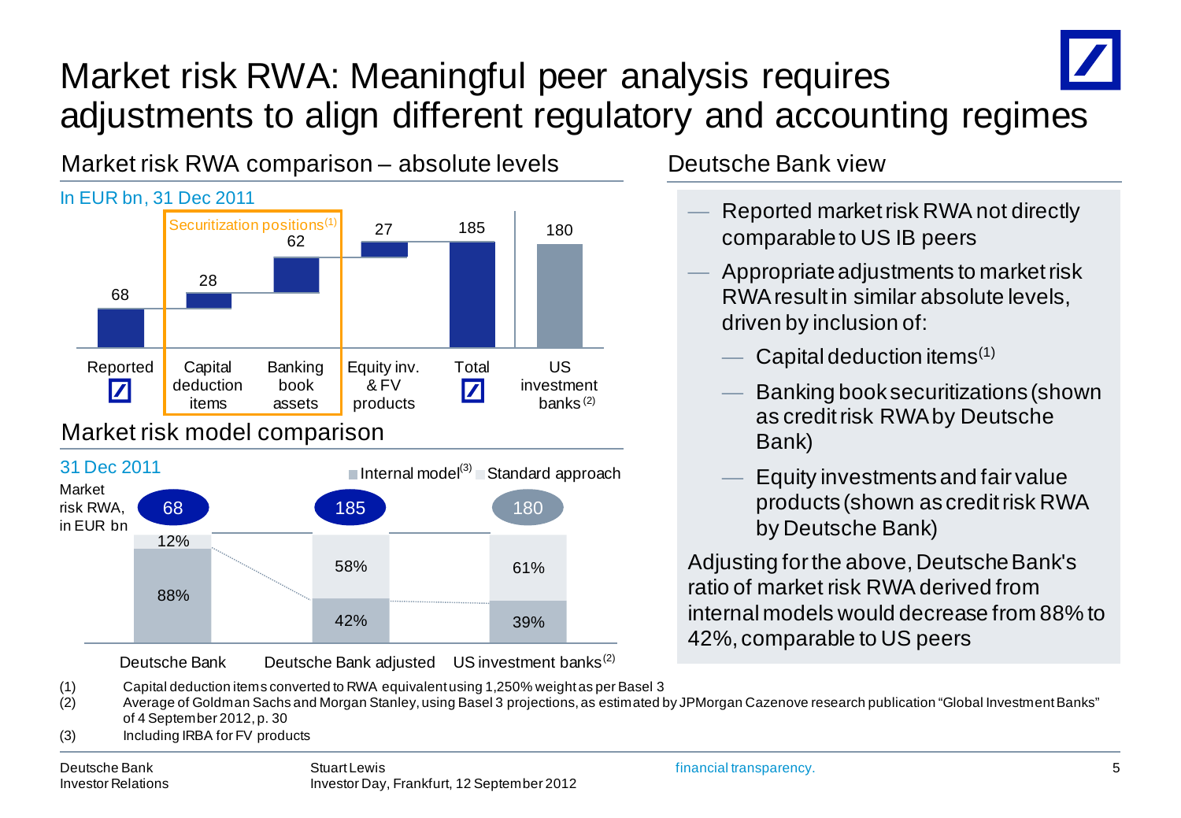# Market risk RWA: Meaningful peer analysis requires adjustments to align different regulatory and accounting regimes

## Market risk RWA comparison – absolute levels

In EUR bn, 31 Dec 2011

| Reported | Capital deduction items | Banking book assets | Equity inv. & FV products | Total | US investment banks[2] |
|---|---|---|---|---|---|
| 68 | 28 | 62 | 27 | 185 | 180 |

Securitization positions[1]: Capital deduction items and Banking book assets

## Market risk model comparison

31 Dec 2011

Market risk RWA, in EUR bn

| | Deutsche Bank | Deutsche Bank adjusted | US investment banks[2] |
|---|---|---|---|
| Market risk RWA, in EUR bn | 68 | 185 | 180 |
| Standard approach | 12% | 58% | 61% |
| Internal model[3] | 88% | 42% | 39% |

## Deutsche Bank view

- Reported market risk RWA not directly comparable to US IB peers
- Appropriate adjustments to market risk RWA result in similar absolute levels, driven by inclusion of:
  - Capital deduction items[1]
  - Banking book securitizations (shown as credit risk RWA by Deutsche Bank)
  - Equity investments and fair value products (shown as credit risk RWA by Deutsche Bank)

Adjusting for the above, Deutsche Bank's ratio of market risk RWA derived from internal models would decrease from 88% to 42%, comparable to US peers

(1) Capital deduction items converted to RWA equivalent using 1,250% weight as per Basel 3
(2) Average of Goldman Sachs and Morgan Stanley, using Basel 3 projections, as estimated by JPMorgan Cazenove research publication "Global Investment Banks" of 4 September 2012, p. 30
(3) Including IRBA for FV products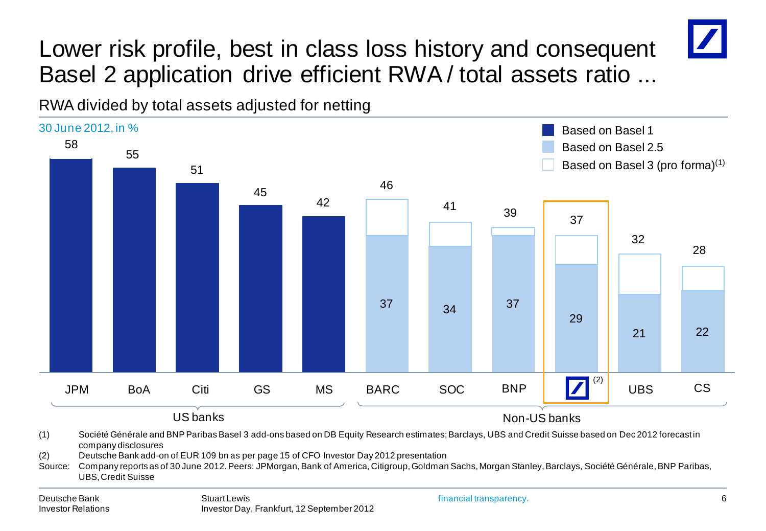# Lower risk profile, best in class loss history and consequent Basel 2 application drive efficient RWA / total assets ratio ...

## RWA divided by total assets adjusted for netting

30 June 2012, in %

| | JPM | BoA | Citi | GS | MS | BARC | SOC | BNP | DB[(2)] | UBS | CS |
|---|---|---|---|---|---|---|---|---|---|---|---|
| Based on Basel 1 | 58 | 55 | 51 | 45 | 42 | | | | | | |
| Based on Basel 2.5 | | | | | | 37 | 34 | 37 | 29 | 21 | 22 |
| Based on Basel 3 (pro forma)[(1)] | | | | | | 46 | 41 | 39 | 37 | 32 | 28 |

US banks: JPM, BoA, Citi, GS, MS

Non-US banks: BARC, SOC, BNP, DB, UBS, CS

(1) Société Générale and BNP Paribas Basel 3 add-ons based on DB Equity Research estimates; Barclays, UBS and Credit Suisse based on Dec 2012 forecast in company disclosures

(2) Deutsche Bank add-on of EUR 109 bn as per page 15 of CFO Investor Day 2012 presentation

Source: Company reports as of 30 June 2012. Peers: JPMorgan, Bank of America, Citigroup, Goldman Sachs, Morgan Stanley, Barclays, Société Générale, BNP Paribas, UBS, Credit Suisse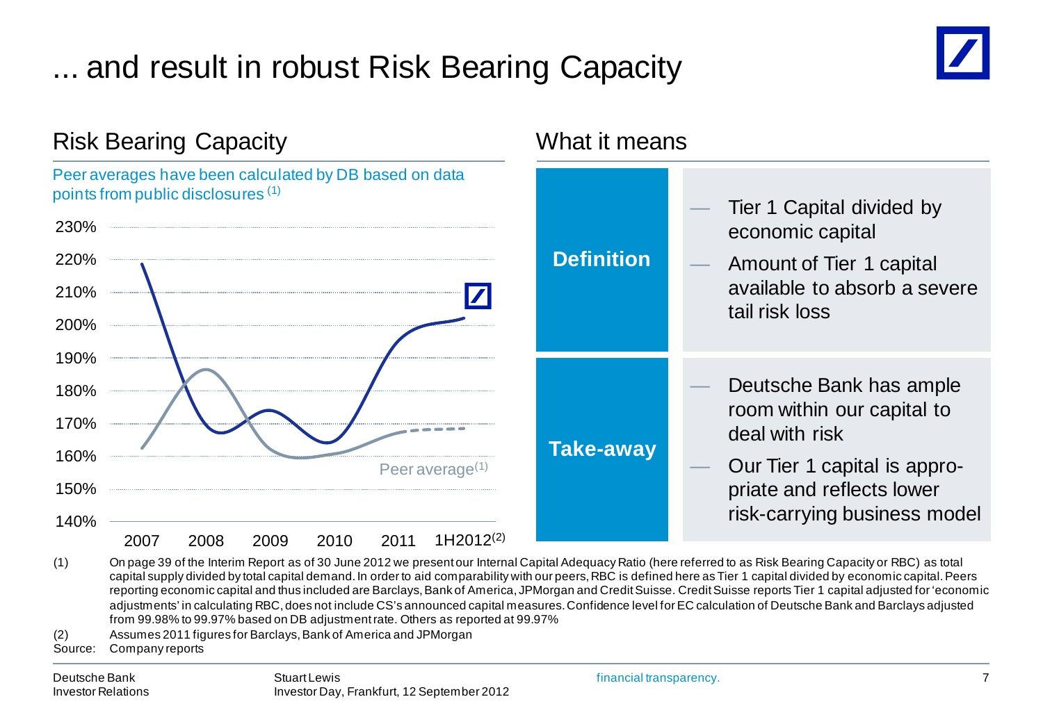# ... and result in robust Risk Bearing Capacity

## Risk Bearing Capacity

Peer averages have been calculated by DB based on data points from public disclosures (1)

230%
220%
210%
200%
190%
180%
170%
160%
150%
140%

2007 2008 2009 2010 2011 1H2012(2)

Peer average(1)

## What it means

| | |
|---|---|
| **Definition** | — Tier 1 Capital divided by economic capital<br>— Amount of Tier 1 capital available to absorb a severe tail risk loss |
| **Take-away** | — Deutsche Bank has ample room within our capital to deal with risk<br>— Our Tier 1 capital is appro-priate and reflects lower risk-carrying business model |

(1) On page 39 of the Interim Report as of 30 June 2012 we present our Internal Capital Adequacy Ratio (here referred to as Risk Bearing Capacity or RBC) as total capital supply divided by total capital demand. In order to aid comparability with our peers, RBC is defined here as Tier 1 capital divided by economic capital. Peers reporting economic capital and thus included are Barclays, Bank of America, JPMorgan and Credit Suisse. Credit Suisse reports Tier 1 capital adjusted for 'economic adjustments' in calculating RBC, does not include CS's announced capital measures. Confidence level for EC calculation of Deutsche Bank and Barclays adjusted from 99.98% to 99.97% based on DB adjustment rate. Others as reported at 99.97%

(2) Assumes 2011 figures for Barclays, Bank of America and JPMorgan

Source: Company reports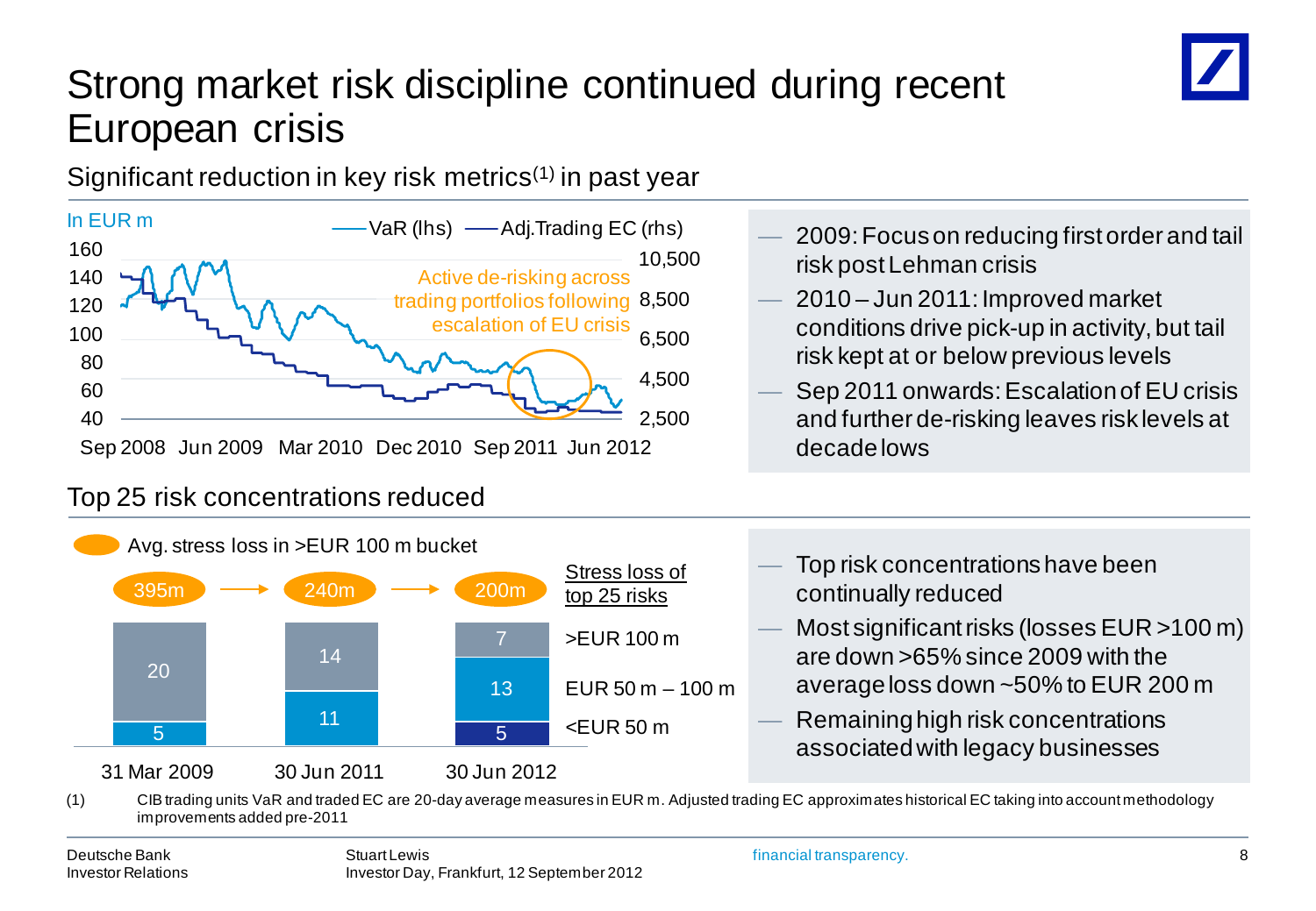# Strong market risk discipline continued during recent European crisis

## Significant reduction in key risk metrics(1) in past year

In EUR m

VaR (lhs) — Adj.Trading EC (rhs)

Active de-risking across trading portfolios following escalation of EU crisis

Left axis: 40, 60, 80, 100, 120, 140, 160

Right axis: 2,500, 4,500, 6,500, 8,500, 10,500

Sep 2008 | Jun 2009 | Mar 2010 | Dec 2010 | Sep 2011 | Jun 2012

- 2009: Focus on reducing first order and tail risk post Lehman crisis
- 2010 – Jun 2011: Improved market conditions drive pick-up in activity, but tail risk kept at or below previous levels
- Sep 2011 onwards: Escalation of EU crisis and further de-risking leaves risk levels at decade lows

## Top 25 risk concentrations reduced

Avg. stress loss in >EUR 100 m bucket: 395m → 240m → 200m

| Stress loss of top 25 risks | 31 Mar 2009 | 30 Jun 2011 | 30 Jun 2012 |
|---|---|---|---|
| >EUR 100 m | 20 | 14 | 7 |
| EUR 50 m – 100 m | 5 | 11 | 13 |
| <EUR 50 m | | | 5 |

- Top risk concentrations have been continually reduced
- Most significant risks (losses EUR >100 m) are down >65% since 2009 with the average loss down ~50% to EUR 200 m
- Remaining high risk concentrations associated with legacy businesses

(1) CIB trading units VaR and traded EC are 20-day average measures in EUR m. Adjusted trading EC approximates historical EC taking into account methodology improvements added pre-2011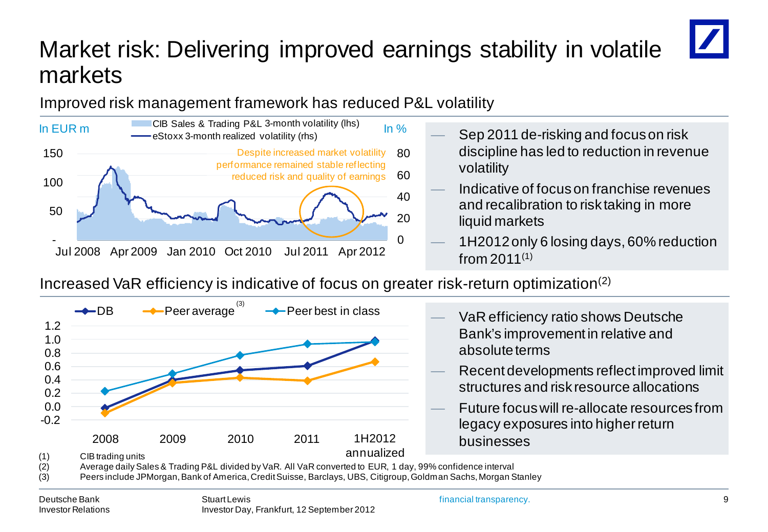# Market risk: Delivering improved earnings stability in volatile markets

## Improved risk management framework has reduced P&L volatility

In EUR m — CIB Sales & Trading P&L 3-month volatility (lhs); eStoxx 3-month realized volatility (rhs) — In %

Despite increased market volatility performance remained stable reflecting reduced risk and quality of earnings

Jul 2008 | Apr 2009 | Jan 2010 | Oct 2010 | Jul 2011 | Apr 2012

- Sep 2011 de-risking and focus on risk discipline has led to reduction in revenue volatility
- Indicative of focus on franchise revenues and recalibration to risk taking in more liquid markets
- 1H2012 only 6 losing days, 60% reduction from 2011[1]

## Increased VaR efficiency is indicative of focus on greater risk-return optimization[2]

DB — Peer average[3] — Peer best in class

2008 | 2009 | 2010 | 2011 | 1H2012 annualized

- VaR efficiency ratio shows Deutsche Bank's improvement in relative and absolute terms
- Recent developments reflect improved limit structures and risk resource allocations
- Future focus will re-allocate resources from legacy exposures into higher return businesses

(1) CIB trading units
(2) Average daily Sales & Trading P&L divided by VaR. All VaR converted to EUR, 1 day, 99% confidence interval
(3) Peers include JPMorgan, Bank of America, Credit Suisse, Barclays, UBS, Citigroup, Goldman Sachs, Morgan Stanley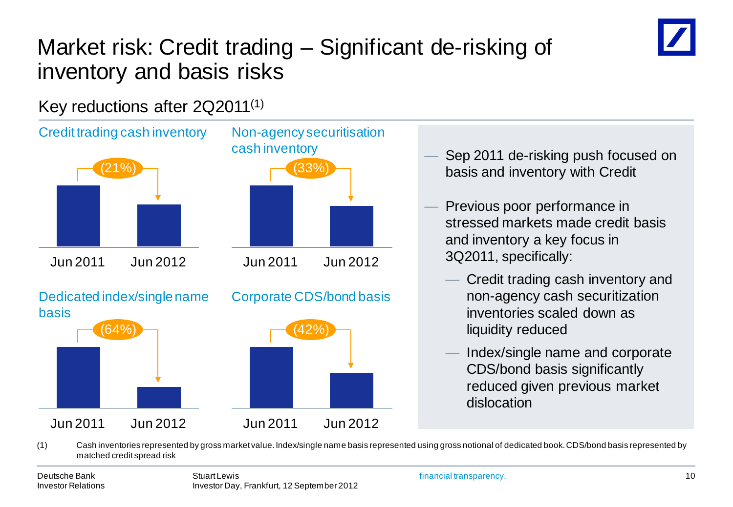# Market risk: Credit trading – Significant de-risking of inventory and basis risks

## Key reductions after 2Q2011[(1)]

**Credit trading cash inventory**

(21%)

Jun 2011 | Jun 2012

**Non-agency securitisation cash inventory**

(33%)

Jun 2011 | Jun 2012

**Dedicated index/single name basis**

(64%)

Jun 2011 | Jun 2012

**Corporate CDS/bond basis**

(42%)

Jun 2011 | Jun 2012

- Sep 2011 de-risking push focused on basis and inventory with Credit
- Previous poor performance in stressed markets made credit basis and inventory a key focus in 3Q2011, specifically:
  - Credit trading cash inventory and non-agency cash securitization inventories scaled down as liquidity reduced
  - Index/single name and corporate CDS/bond basis significantly reduced given previous market dislocation

(1) Cash inventories represented by gross market value. Index/single name basis represented using gross notional of dedicated book. CDS/bond basis represented by matched credit spread risk

Stuart Lewis
Investor Day, Frankfurt, 12 September 2012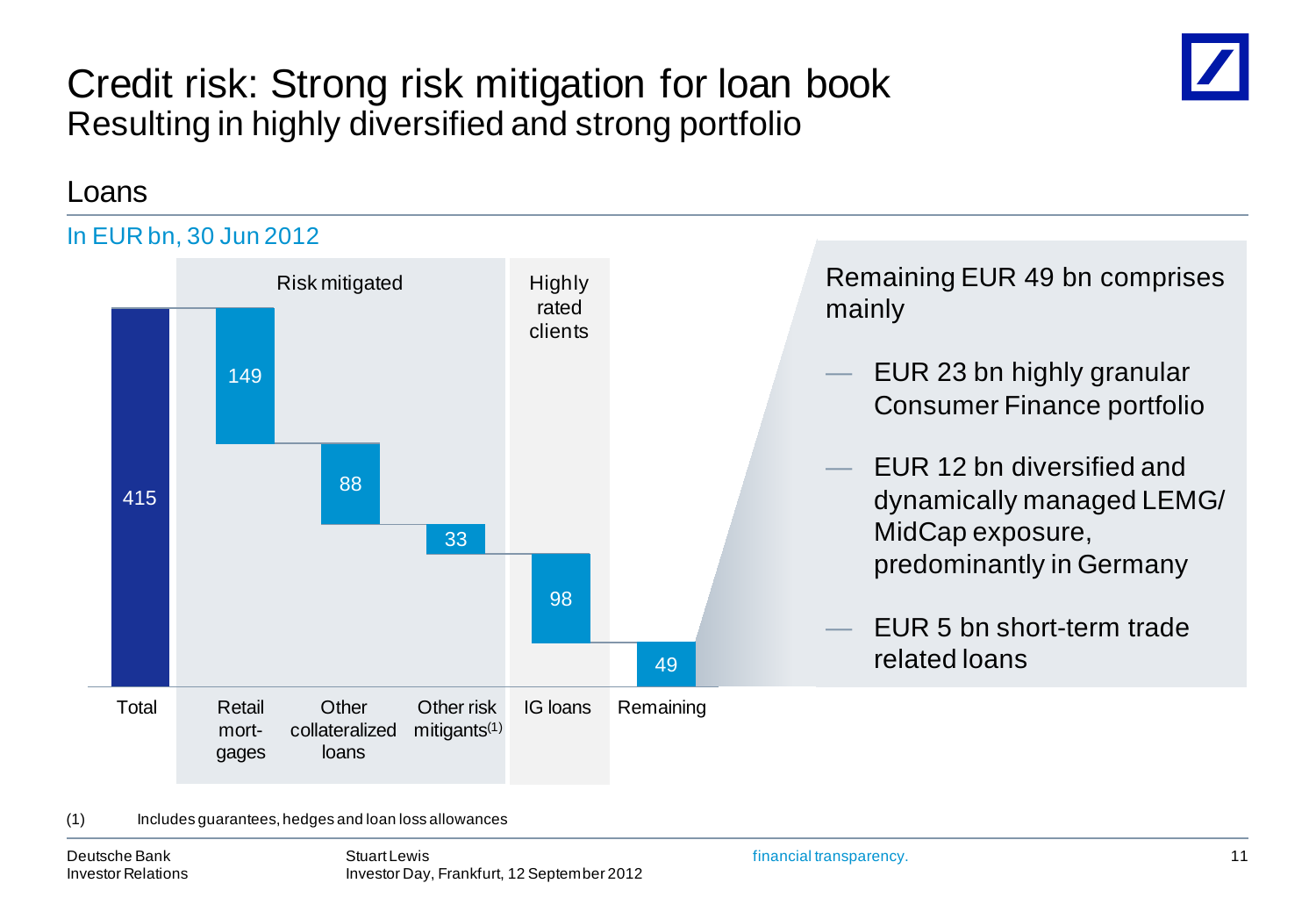# Credit risk: Strong risk mitigation for loan book

## Resulting in highly diversified and strong portfolio

### Loans

In EUR bn, 30 Jun 2012

| | Total | Retail mort-gages | Other collateralized loans | Other risk mitigants[(1)] | IG loans | Remaining |
|---|---|---|---|---|---|---|
| Category | | Risk mitigated | Risk mitigated | Risk mitigated | Highly rated clients | |
| EUR bn | 415 | 149 | 88 | 33 | 98 | 49 |

Remaining EUR 49 bn comprises mainly

- EUR 23 bn highly granular Consumer Finance portfolio
- EUR 12 bn diversified and dynamically managed LEMG/ MidCap exposure, predominantly in Germany
- EUR 5 bn short-term trade related loans

(1) Includes guarantees, hedges and loan loss allowances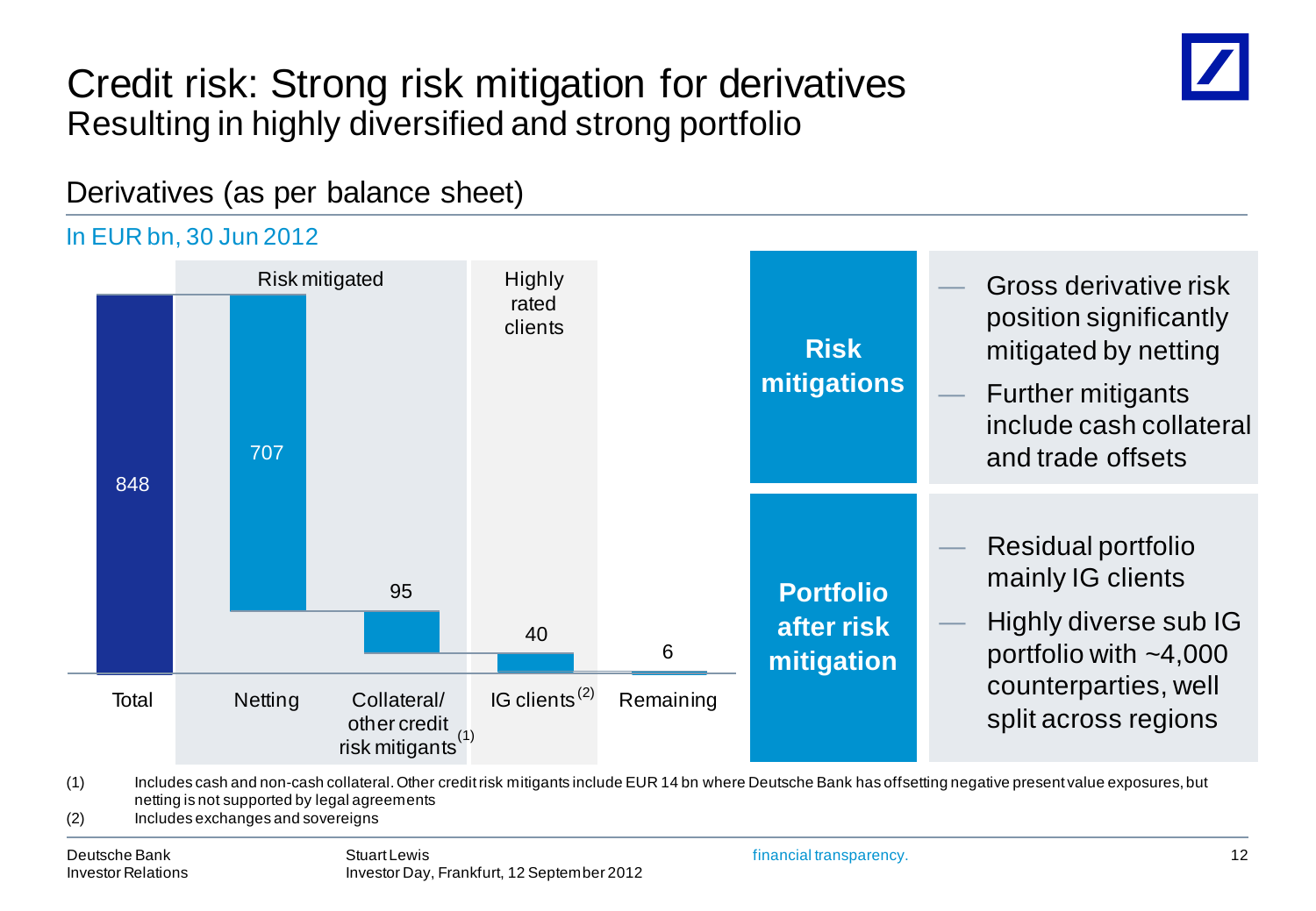# Credit risk: Strong risk mitigation for derivatives

## Resulting in highly diversified and strong portfolio

### Derivatives (as per balance sheet)

In EUR bn, 30 Jun 2012

| | Total | Netting | Collateral/ other credit risk mitigants (1) | IG clients (2) | Remaining |
|---|---|---|---|---|---|
| Group | | Risk mitigated | Risk mitigated | Highly rated clients | |
| EUR bn | 848 | 707 | 95 | 40 | 6 |

**Risk mitigations**

- Gross derivative risk position significantly mitigated by netting
- Further mitigants include cash collateral and trade offsets

**Portfolio after risk mitigation**

- Residual portfolio mainly IG clients
- Highly diverse sub IG portfolio with ~4,000 counterparties, well split across regions

(1) Includes cash and non-cash collateral. Other credit risk mitigants include EUR 14 bn where Deutsche Bank has offsetting negative present value exposures, but netting is not supported by legal agreements

(2) Includes exchanges and sovereigns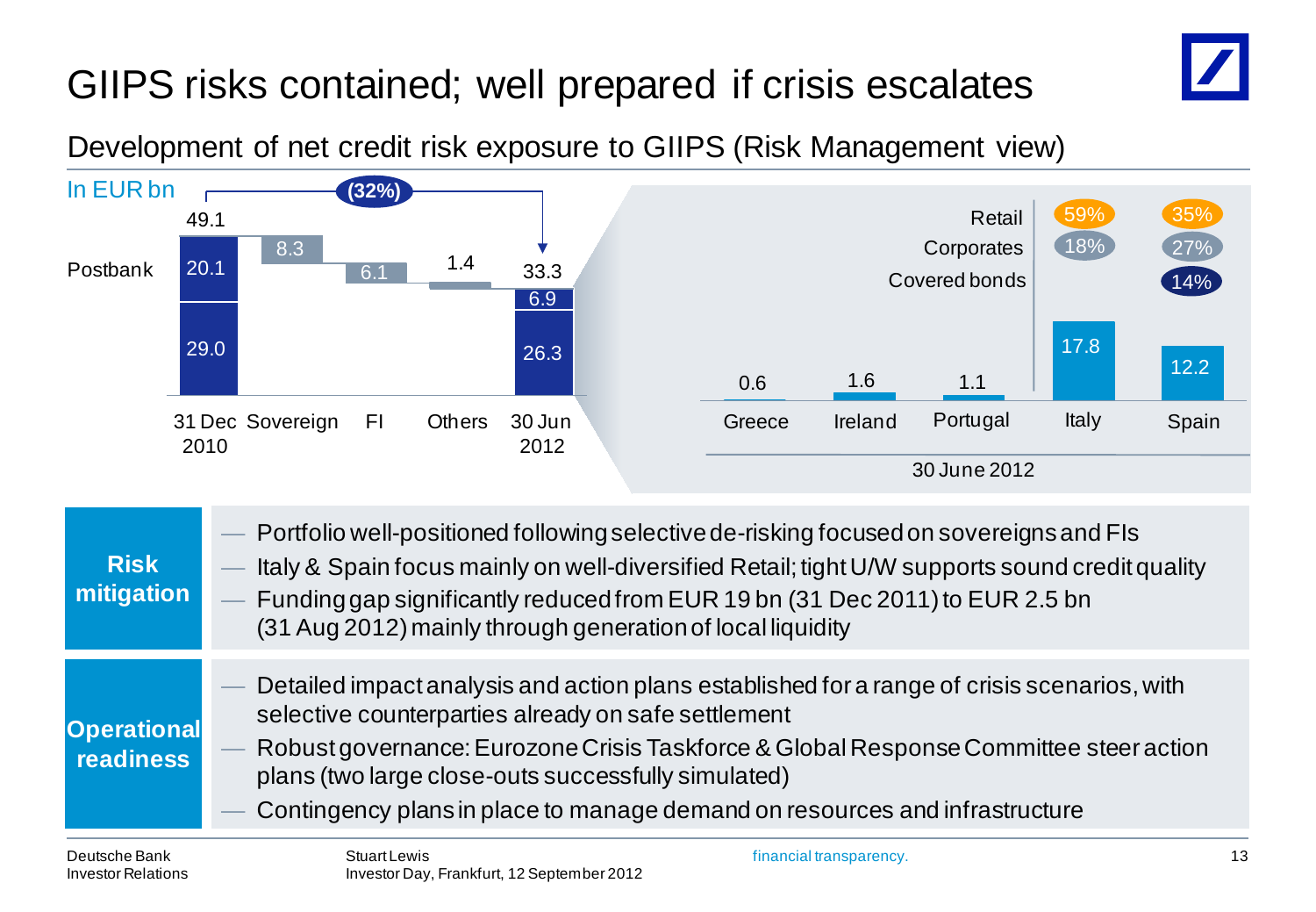# GIIPS risks contained; well prepared if crisis escalates

## Development of net credit risk exposure to GIIPS (Risk Management view)

In EUR bn

| | 31 Dec 2010 | Sovereign | FI | Others | 30 Jun 2012 |
|---|---|---|---|---|---|
| Total | 49.1 | 8.3 | 6.1 | 1.4 | 33.3 |
| Postbank | 20.1 | | | | 6.9 |
| Other | 29.0 | | | | 26.3 |

(32%)

| 30 June 2012 | Greece | Ireland | Portugal | Italy | Spain |
|---|---|---|---|---|---|
| Exposure | 0.6 | 1.6 | 1.1 | 17.8 | 12.2 |
| Retail | | | | 59% | 35% |
| Corporates | | | | 18% | 27% |
| Covered bonds | | | | | 14% |

**Risk mitigation**

- Portfolio well-positioned following selective de-risking focused on sovereigns and FIs
- Italy & Spain focus mainly on well-diversified Retail; tight U/W supports sound credit quality
- Funding gap significantly reduced from EUR 19 bn (31 Dec 2011) to EUR 2.5 bn (31 Aug 2012) mainly through generation of local liquidity

**Operational readiness**

- Detailed impact analysis and action plans established for a range of crisis scenarios, with selective counterparties already on safe settlement
- Robust governance: Eurozone Crisis Taskforce & Global Response Committee steer action plans (two large close-outs successfully simulated)
- Contingency plans in place to manage demand on resources and infrastructure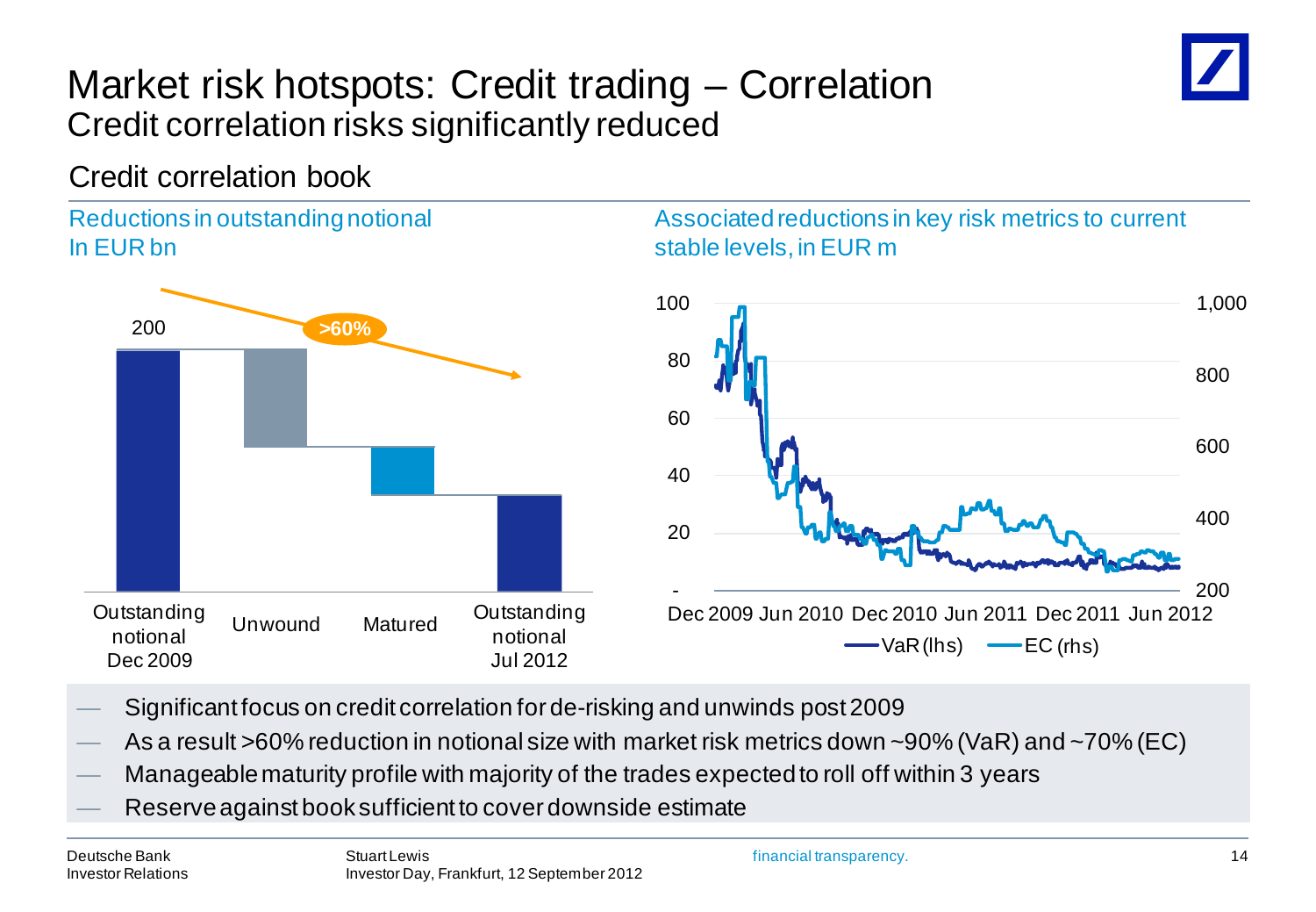# Market risk hotspots: Credit trading – Correlation

## Credit correlation risks significantly reduced

### Credit correlation book

**Reductions in outstanding notional**
In EUR bn

200

>60%

Outstanding notional Dec 2009 | Unwound | Matured | Outstanding notional Jul 2012

**Associated reductions in key risk metrics to current stable levels, in EUR m**

VaR (lhs) | EC (rhs)

Dec 2009 | Jun 2010 | Dec 2010 | Jun 2011 | Dec 2011 | Jun 2012

- Significant focus on credit correlation for de-risking and unwinds post 2009
- As a result >60% reduction in notional size with market risk metrics down ~90% (VaR) and ~70% (EC)
- Manageable maturity profile with majority of the trades expected to roll off within 3 years
- Reserve against book sufficient to cover downside estimate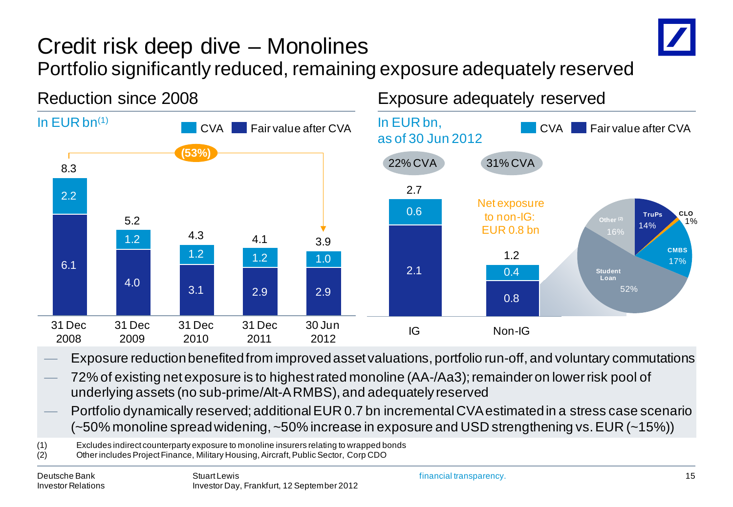# Credit risk deep dive – Monolines

## Portfolio significantly reduced, remaining exposure adequately reserved

### Reduction since 2008

In EUR bn[(1)]

| | 31 Dec 2008 | 31 Dec 2009 | 31 Dec 2010 | 31 Dec 2011 | 30 Jun 2012 |
|---|---|---|---|---|---|
| CVA | 2.2 | 1.2 | 1.2 | 1.2 | 1.0 |
| Fair value after CVA | 6.1 | 4.0 | 3.1 | 2.9 | 2.9 |
| Total | 8.3 | 5.2 | 4.3 | 4.1 | 3.9 |

(53%) reduction from 31 Dec 2008 to 30 Jun 2012

### Exposure adequately reserved

In EUR bn, as of 30 Jun 2012

| | IG | Non-IG |
|---|---|---|
| CVA | 0.6 | 0.4 |
| Fair value after CVA | 2.1 | 0.8 |
| Total | 2.7 | 1.2 |
| | 22% CVA | 31% CVA |

Net exposure to non-IG: EUR 0.8 bn

| Non-IG underlying | Share |
|---|---|
| Student Loan | 52% |
| CMBS | 17% |
| Other [(2)] | 16% |
| TruPs | 14% |
| CLO | 1% |

- Exposure reduction benefited from improved asset valuations, portfolio run-off, and voluntary commutations
- 72% of existing net exposure is to highest rated monoline (AA-/Aa3); remainder on lower risk pool of underlying assets (no sub-prime/Alt-A RMBS), and adequately reserved
- Portfolio dynamically reserved; additional EUR 0.7 bn incremental CVA estimated in a stress case scenario (~50% monoline spread widening, ~50% increase in exposure and USD strengthening vs. EUR (~15%))

(1) Excludes indirect counterparty exposure to monoline insurers relating to wrapped bonds
(2) Other includes Project Finance, Military Housing, Aircraft, Public Sector, Corp CDO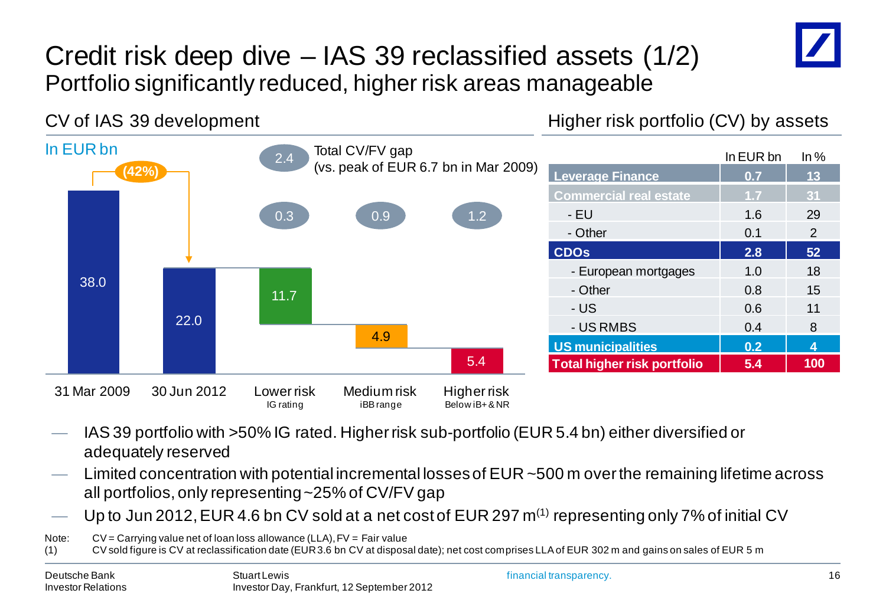# Credit risk deep dive – IAS 39 reclassified assets (1/2)

## Portfolio significantly reduced, higher risk areas manageable

### CV of IAS 39 development

In EUR bn

| | 31 Mar 2009 | 30 Jun 2012 | Lower risk (IG rating) | Medium risk (iBB range) | Higher risk (Below iB+ & NR) |
|---|---|---|---|---|---|
| CV | 38.0 | 22.0 | 11.7 | 4.9 | 5.4 |
| Total CV/FV gap | | 2.4 | 0.3 | 0.9 | 1.2 |

(42%) change from 31 Mar 2009 to 30 Jun 2012

2.4 Total CV/FV gap (vs. peak of EUR 6.7 bn in Mar 2009)

### Higher risk portfolio (CV) by assets

| | In EUR bn | In % |
|---|---|---|
| **Leverage Finance** | **0.7** | **13** |
| **Commercial real estate** | **1.7** | **31** |
| - EU | 1.6 | 29 |
| - Other | 0.1 | 2 |
| **CDOs** | **2.8** | **52** |
| - European mortgages | 1.0 | 18 |
| - Other | 0.8 | 15 |
| - US | 0.6 | 11 |
| - US RMBS | 0.4 | 8 |
| **US municipalities** | **0.2** | **4** |
| **Total higher risk portfolio** | **5.4** | **100** |

- IAS 39 portfolio with >50% IG rated. Higher risk sub-portfolio (EUR 5.4 bn) either diversified or adequately reserved
- Limited concentration with potential incremental losses of EUR ~500 m over the remaining lifetime across all portfolios, only representing ~25% of CV/FV gap
- Up to Jun 2012, EUR 4.6 bn CV sold at a net cost of EUR 297 m[(1)] representing only 7% of initial CV

Note: CV = Carrying value net of loan loss allowance (LLA), FV = Fair value

(1) CV sold figure is CV at reclassification date (EUR 3.6 bn CV at disposal date); net cost comprises LLA of EUR 302 m and gains on sales of EUR 5 m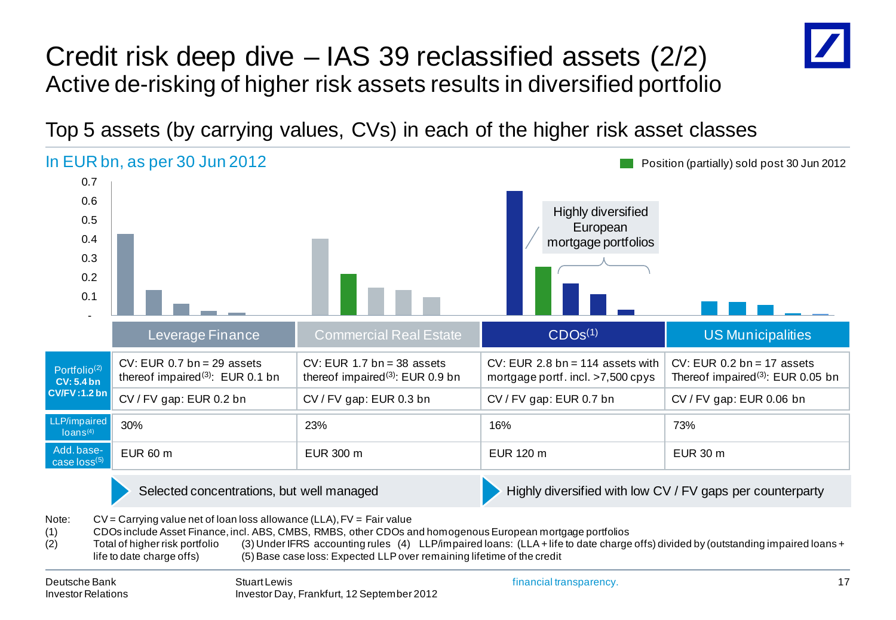# Credit risk deep dive – IAS 39 reclassified assets (2/2)

## Active de-risking of higher risk assets results in diversified portfolio

### Top 5 assets (by carrying values, CVs) in each of the higher risk asset classes

In EUR bn, as per 30 Jun 2012

Position (partially) sold post 30 Jun 2012

Highly diversified European mortgage portfolios

| Portfolio[2] CV: 5.4 bn CV/FV: 1.2 bn | Leverage Finance | Commercial Real Estate | CDOs[1] | US Municipalities |
|---|---|---|---|---|
| | CV: EUR 0.7 bn = 29 assets thereof impaired[3]: EUR 0.1 bn | CV: EUR 1.7 bn = 38 assets thereof impaired[3]: EUR 0.9 bn | CV: EUR 2.8 bn = 114 assets with mortgage portf. incl. >7,500 cpys | CV: EUR 0.2 bn = 17 assets Thereof impaired[3]: EUR 0.05 bn |
| | CV / FV gap: EUR 0.2 bn | CV / FV gap: EUR 0.3 bn | CV / FV gap: EUR 0.7 bn | CV / FV gap: EUR 0.06 bn |
| LLP/impaired loans[4] | 30% | 23% | 16% | 73% |
| Add. base-case loss[5] | EUR 60 m | EUR 300 m | EUR 120 m | EUR 30 m |

- Selected concentrations, but well managed
- Highly diversified with low CV / FV gaps per counterparty

Note: CV = Carrying value net of loan loss allowance (LLA), FV = Fair value

(1) CDOs include Asset Finance, incl. ABS, CMBS, RMBS, other CDOs and homogenous European mortgage portfolios

(2) Total of higher risk portfolio life to date charge offs)

(3) Under IFRS accounting rules

(4) LLP/impaired loans: (LLA + life to date charge offs) divided by (outstanding impaired loans + life to date charge offs)

(5) Base case loss: Expected LLP over remaining lifetime of the credit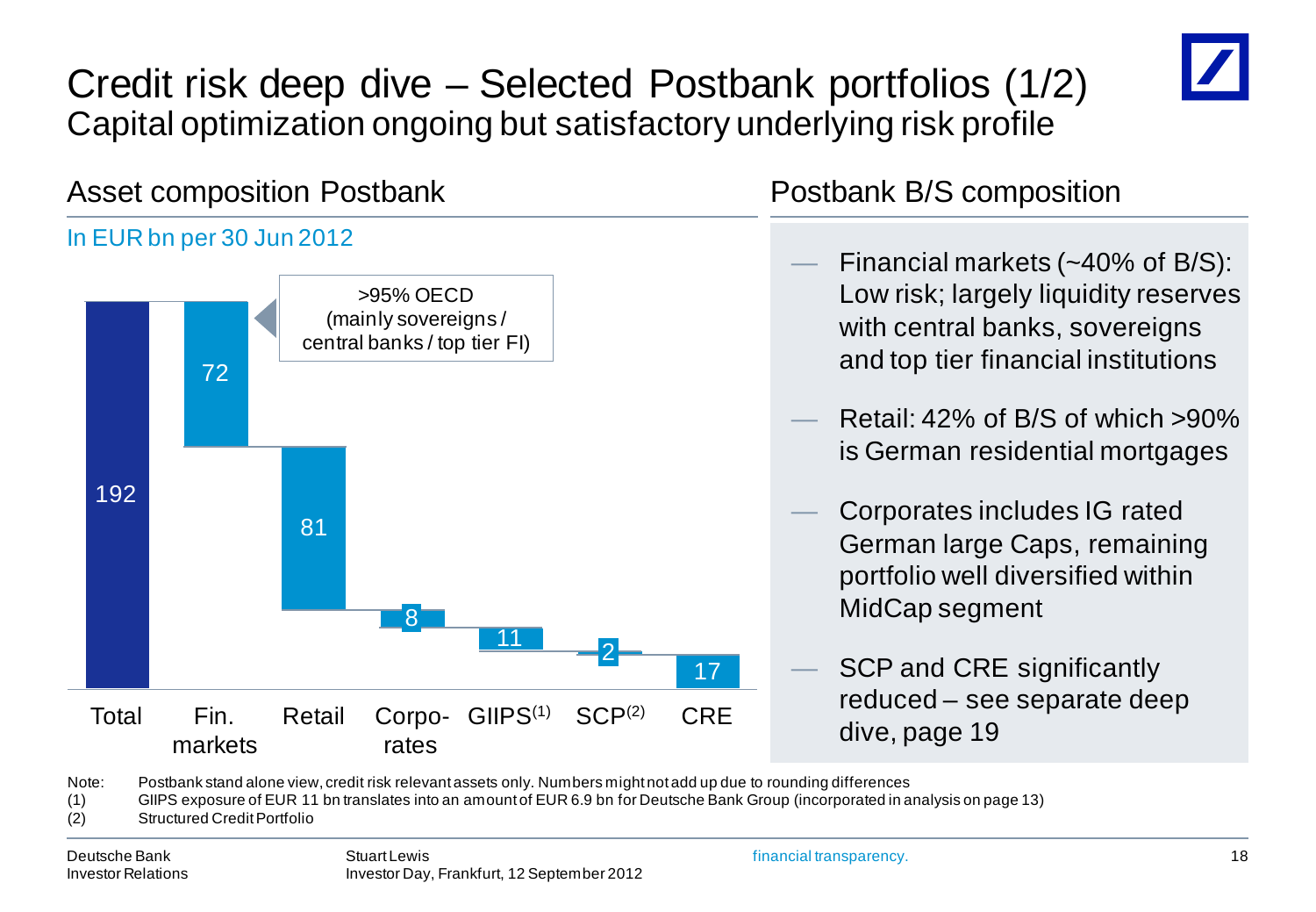# Credit risk deep dive – Selected Postbank portfolios (1/2)

## Capital optimization ongoing but satisfactory underlying risk profile

### Asset composition Postbank

In EUR bn per 30 Jun 2012

| Total | Fin. markets | Retail | Corpo-rates | GIIPS[(1)] | SCP[(2)] | CRE |
|---|---|---|---|---|---|---|
| 192 | 72 | 81 | 8 | 11 | 2 | 17 |

Fin. markets: >95% OECD (mainly sovereigns / central banks / top tier FI)

### Postbank B/S composition

- Financial markets (~40% of B/S): Low risk; largely liquidity reserves with central banks, sovereigns and top tier financial institutions
- Retail: 42% of B/S of which >90% is German residential mortgages
- Corporates includes IG rated German large Caps, remaining portfolio well diversified within MidCap segment
- SCP and CRE significantly reduced – see separate deep dive, page 19

Note: Postbank stand alone view, credit risk relevant assets only. Numbers might not add up due to rounding differences

(1) GIIPS exposure of EUR 11 bn translates into an amount of EUR 6.9 bn for Deutsche Bank Group (incorporated in analysis on page 13)

(2) Structured Credit Portfolio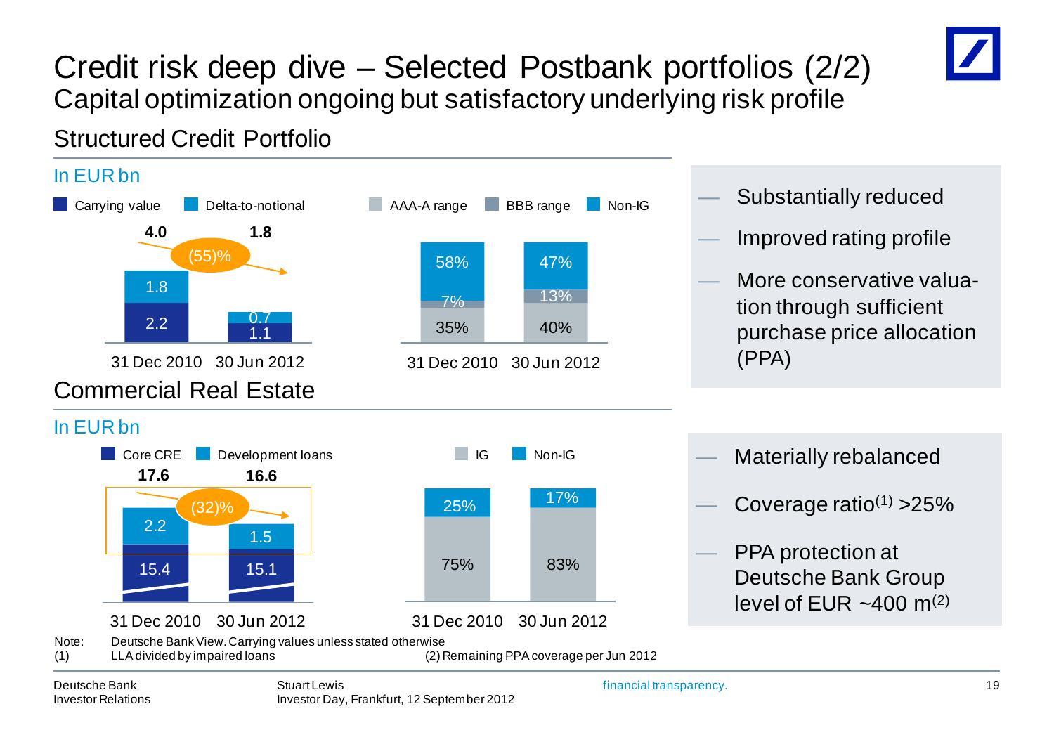# Credit risk deep dive – Selected Postbank portfolios (2/2)

## Capitalization optimization ongoing but satisfactory underlying risk profile

### Structured Credit Portfolio

In EUR bn

| | 31 Dec 2010 | 30 Jun 2012 |
|---|---|---|
| Carrying value | 2.2 | 1.1 |
| Delta-to-notional | 1.8 | 0.7 |
| Total | 4.0 | 1.8 |

Change: (55)%

| | 31 Dec 2010 | 30 Jun 2012 |
|---|---|---|
| AAA-A range | 35% | 40% |
| BBB range | 7% | 13% |
| Non-IG | 58% | 47% |

- Substantially reduced
- Improved rating profile
- More conservative valuation through sufficient purchase price allocation (PPA)

### Commercial Real Estate

In EUR bn

| | 31 Dec 2010 | 30 Jun 2012 |
|---|---|---|
| Core CRE | 15.4 | 15.1 |
| Development loans | 2.2 | 1.5 |
| Total | 17.6 | 16.6 |

Change (development loans): (32)%

| | 31 Dec 2010 | 30 Jun 2012 |
|---|---|---|
| IG | 75% | 83% |
| Non-IG | 25% | 17% |

- Materially rebalanced
- Coverage ratio(1) >25%
- PPA protection at Deutsche Bank Group level of EUR ~400 m(2)

Note: Deutsche Bank View. Carrying values unless stated otherwise
(1) LLA divided by impaired loans
(2) Remaining PPA coverage per Jun 2012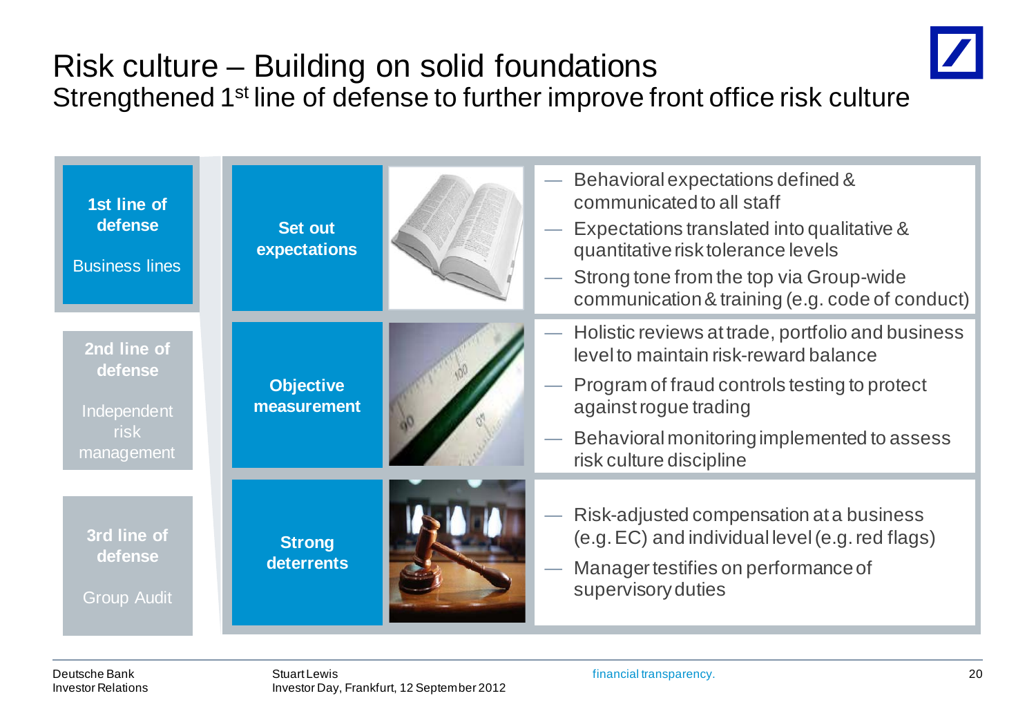# Risk culture – Building on solid foundations

## Strengthened 1st line of defense to further improve front office risk culture

**1st line of defense**
Business lines

**2nd line of defense**
Independent risk management

**3rd line of defense**
Group Audit

| | |
|---|---|
| **Set out expectations** | — Behavioral expectations defined & communicated to all staff<br>— Expectations translated into qualitative & quantitative risk tolerance levels<br>— Strong tone from the top via Group-wide communication & training (e.g. code of conduct) |
| **Objective measurement** | — Holistic reviews at trade, portfolio and business level to maintain risk-reward balance<br>— Program of fraud controls testing to protect against rogue trading<br>— Behavioral monitoring implemented to assess risk culture discipline |
| **Strong deterrents** | — Risk-adjusted compensation at a business (e.g. EC) and individual level (e.g. red flags)<br>— Manager testifies on performance of supervisory duties |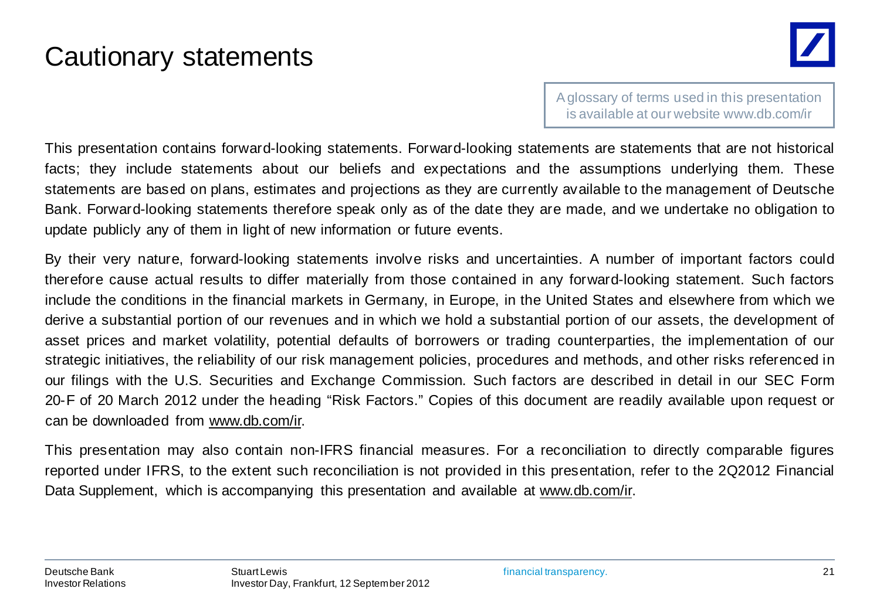# Cautionary statements

A glossary of terms used in this presentation is available at our website www.db.com/ir

This presentation contains forward-looking statements. Forward-looking statements are statements that are not historical facts; they include statements about our beliefs and expectations and the assumptions underlying them. These statements are based on plans, estimates and projections as they are currently available to the management of Deutsche Bank. Forward-looking statements therefore speak only as of the date they are made, and we undertake no obligation to update publicly any of them in light of new information or future events.

By their very nature, forward-looking statements involve risks and uncertainties. A number of important factors could therefore cause actual results to differ materially from those contained in any forward-looking statement. Such factors include the conditions in the financial markets in Germany, in Europe, in the United States and elsewhere from which we derive a substantial portion of our revenues and in which we hold a substantial portion of our assets, the development of asset prices and market volatility, potential defaults of borrowers or trading counterparties, the implementation of our strategic initiatives, the reliability of our risk management policies, procedures and methods, and other risks referenced in our filings with the U.S. Securities and Exchange Commission. Such factors are described in detail in our SEC Form 20-F of 20 March 2012 under the heading "Risk Factors." Copies of this document are readily available upon request or can be downloaded from www.db.com/ir.

This presentation may also contain non-IFRS financial measures. For a reconciliation to directly comparable figures reported under IFRS, to the extent such reconciliation is not provided in this presentation, refer to the 2Q2012 Financial Data Supplement, which is accompanying this presentation and available at www.db.com/ir.